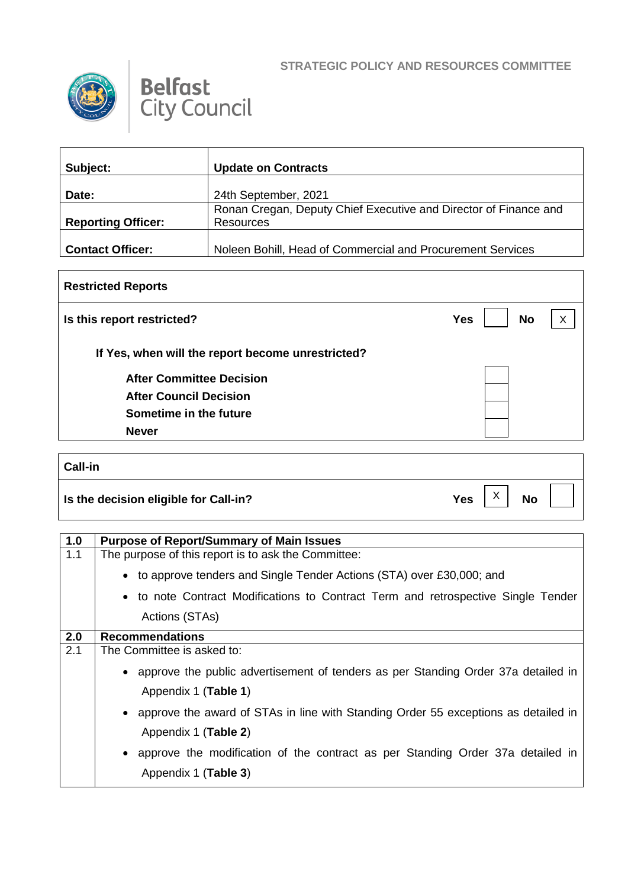STRATEGIC POLICY AND RESOURCES COMMITTEE

Belfast City Council

| | |
|---|---|
| **Subject:** | **Update on Contracts** |
| **Date:** | 24th September, 2021 |
| **Reporting Officer:** | Ronan Cregan, Deputy Chief Executive and Director of Finance and Resources |
| **Contact Officer:** | Noleen Bohill, Head of Commercial and Procurement Services |

| **Restricted Reports** | | | | |
|---|---|---|---|---|
| **Is this report restricted?** | **Yes** | | **No** | X |
| **If Yes, when will the report become unrestricted?** | | | | |
| **After Committee Decision** | | | | |
| **After Council Decision** | | | | |
| **Sometime in the future** | | | | |
| **Never** | | | | |

| **Call-in** | | | | |
|---|---|---|---|---|
| **Is the decision eligible for Call-in?** | **Yes** | X | **No** | |

| | |
|---|---|
| **1.0** | **Purpose of Report/Summary of Main Issues** |
| 1.1 | The purpose of this report is to ask the Committee:<br>• to approve tenders and Single Tender Actions (STA) over £30,000; and<br>• to note Contract Modifications to Contract Term and retrospective Single Tender Actions (STAs) |
| **2.0** | **Recommendations** |
| 2.1 | The Committee is asked to:<br>• approve the public advertisement of tenders as per Standing Order 37a detailed in Appendix 1 (**Table 1**)<br>• approve the award of STAs in line with Standing Order 55 exceptions as detailed in Appendix 1 (**Table 2**)<br>• approve the modification of the contract as per Standing Order 37a detailed in Appendix 1 (**Table 3**) |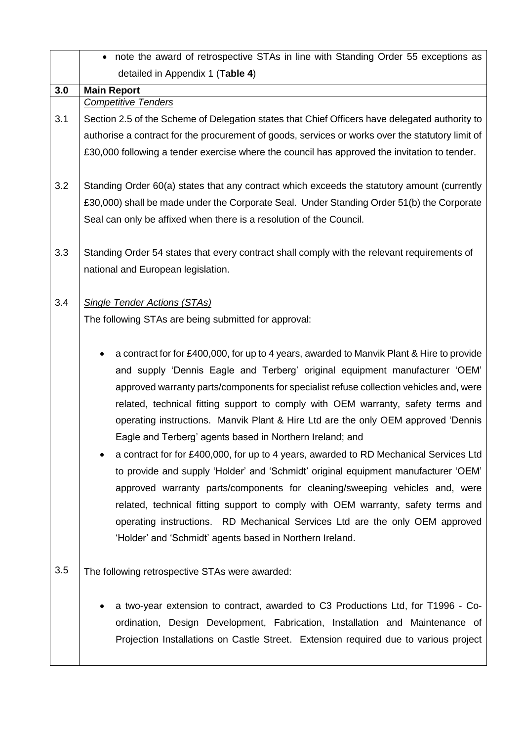- note the award of retrospective STAs in line with Standing Order 55 exceptions as detailed in Appendix 1 (**Table 4**)

## 3.0 Main Report

*Competitive Tenders*

3.1 Section 2.5 of the Scheme of Delegation states that Chief Officers have delegated authority to authorise a contract for the procurement of goods, services or works over the statutory limit of £30,000 following a tender exercise where the council has approved the invitation to tender.

3.2 Standing Order 60(a) states that any contract which exceeds the statutory amount (currently £30,000) shall be made under the Corporate Seal. Under Standing Order 51(b) the Corporate Seal can only be affixed when there is a resolution of the Council.

3.3 Standing Order 54 states that every contract shall comply with the relevant requirements of national and European legislation.

3.4 *Single Tender Actions (STAs)*

The following STAs are being submitted for approval:

- a contract for for £400,000, for up to 4 years, awarded to Manvik Plant & Hire to provide and supply 'Dennis Eagle and Terberg' original equipment manufacturer 'OEM' approved warranty parts/components for specialist refuse collection vehicles and, were related, technical fitting support to comply with OEM warranty, safety terms and operating instructions. Manvik Plant & Hire Ltd are the only OEM approved 'Dennis Eagle and Terberg' agents based in Northern Ireland; and
- a contract for for £400,000, for up to 4 years, awarded to RD Mechanical Services Ltd to provide and supply 'Holder' and 'Schmidt' original equipment manufacturer 'OEM' approved warranty parts/components for cleaning/sweeping vehicles and, were related, technical fitting support to comply with OEM warranty, safety terms and operating instructions. RD Mechanical Services Ltd are the only OEM approved 'Holder' and 'Schmidt' agents based in Northern Ireland.

3.5 The following retrospective STAs were awarded:

- a two-year extension to contract, awarded to C3 Productions Ltd, for T1996 - Co-ordination, Design Development, Fabrication, Installation and Maintenance of Projection Installations on Castle Street. Extension required due to various project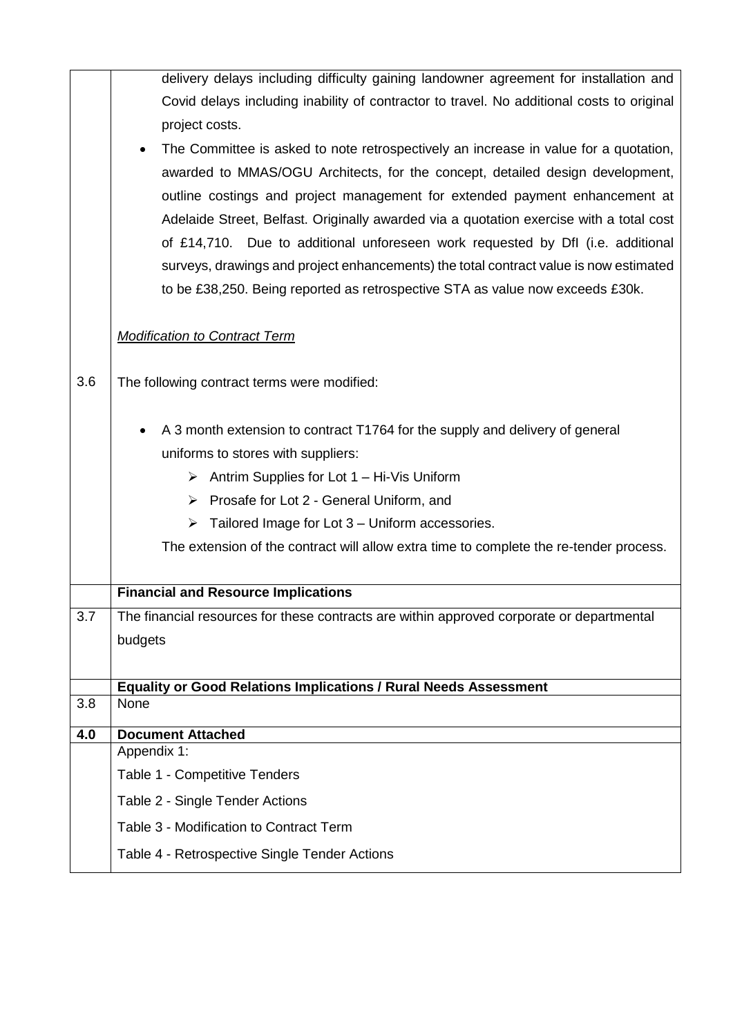delivery delays including difficulty gaining landowner agreement for installation and Covid delays including inability of contractor to travel. No additional costs to original project costs.

- The Committee is asked to note retrospectively an increase in value for a quotation, awarded to MMAS/OGU Architects, for the concept, detailed design development, outline costings and project management for extended payment enhancement at Adelaide Street, Belfast. Originally awarded via a quotation exercise with a total cost of £14,710. Due to additional unforeseen work requested by DfI (i.e. additional surveys, drawings and project enhancements) the total contract value is now estimated to be £38,250. Being reported as retrospective STA as value now exceeds £30k.

*Modification to Contract Term*

3.6 The following contract terms were modified:

- A 3 month extension to contract T1764 for the supply and delivery of general uniforms to stores with suppliers:
  - Antrim Supplies for Lot 1 – Hi-Vis Uniform
  - Prosafe for Lot 2 - General Uniform, and
  - Tailored Image for Lot 3 – Uniform accessories.

  The extension of the contract will allow extra time to complete the re-tender process.

**Financial and Resource Implications**

3.7 The financial resources for these contracts are within approved corporate or departmental budgets

**Equality or Good Relations Implications / Rural Needs Assessment**

3.8 None

**4.0 Document Attached**

Appendix 1:

Table 1 - Competitive Tenders

Table 2 - Single Tender Actions

Table 3 - Modification to Contract Term

Table 4 - Retrospective Single Tender Actions